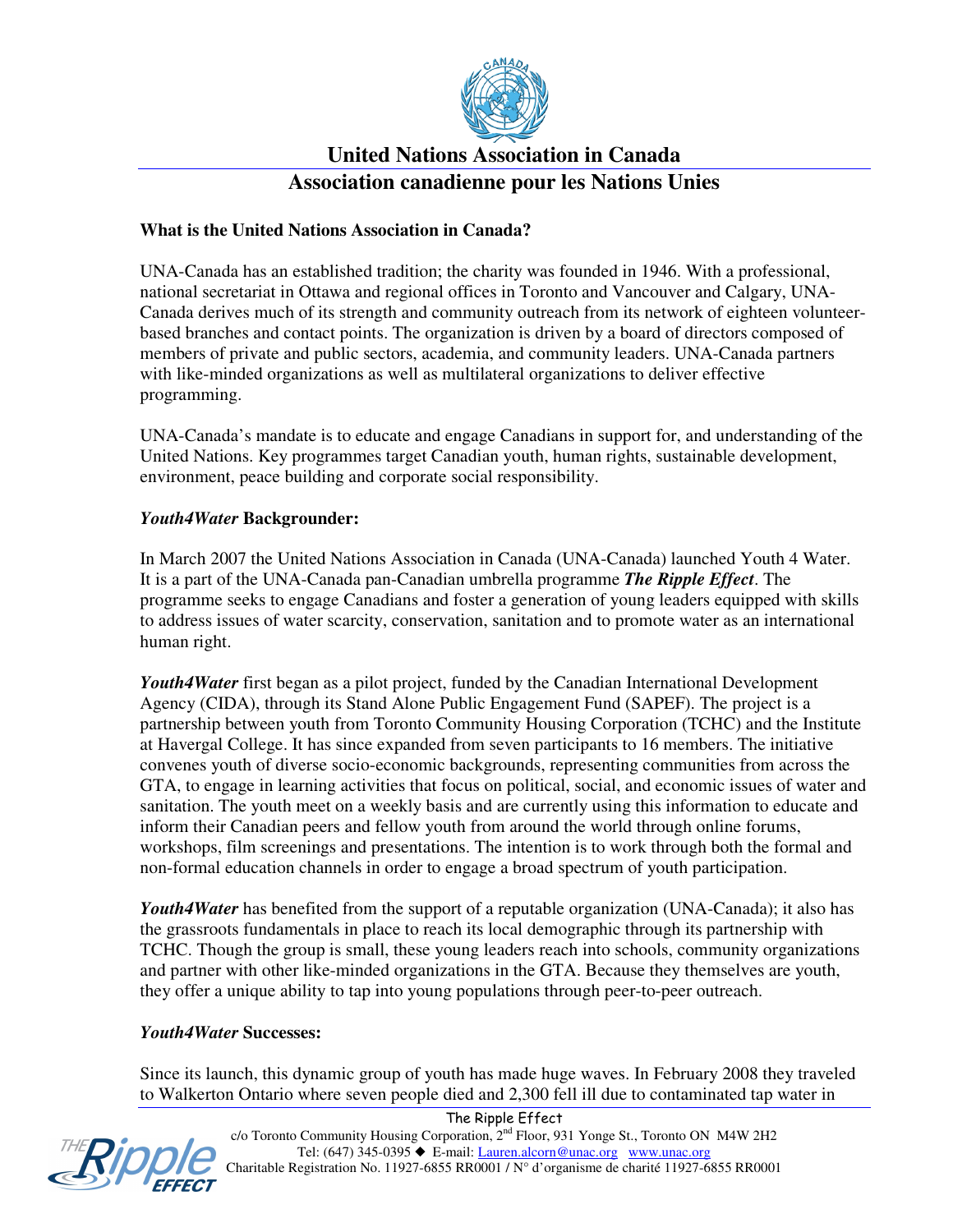# United Nations Association in Canada
# Association canadienne pour les Nations Unies

**What is the United Nations Association in Canada?**

UNA-Canada has an established tradition; the charity was founded in 1946. With a professional, national secretariat in Ottawa and regional offices in Toronto and Vancouver and Calgary, UNA-Canada derives much of its strength and community outreach from its network of eighteen volunteer-based branches and contact points. The organization is driven by a board of directors composed of members of private and public sectors, academia, and community leaders. UNA-Canada partners with like-minded organizations as well as multilateral organizations to deliver effective programming.

UNA-Canada's mandate is to educate and engage Canadians in support for, and understanding of the United Nations. Key programmes target Canadian youth, human rights, sustainable development, environment, peace building and corporate social responsibility.

***Youth4Water* Backgrounder:**

In March 2007 the United Nations Association in Canada (UNA-Canada) launched Youth 4 Water. It is a part of the UNA-Canada pan-Canadian umbrella programme ***The Ripple Effect***. The programme seeks to engage Canadians and foster a generation of young leaders equipped with skills to address issues of water scarcity, conservation, sanitation and to promote water as an international human right.

***Youth4Water*** first began as a pilot project, funded by the Canadian International Development Agency (CIDA), through its Stand Alone Public Engagement Fund (SAPEF). The project is a partnership between youth from Toronto Community Housing Corporation (TCHC) and the Institute at Havergal College. It has since expanded from seven participants to 16 members. The initiative convenes youth of diverse socio-economic backgrounds, representing communities from across the GTA, to engage in learning activities that focus on political, social, and economic issues of water and sanitation. The youth meet on a weekly basis and are currently using this information to educate and inform their Canadian peers and fellow youth from around the world through online forums, workshops, film screenings and presentations. The intention is to work through both the formal and non-formal education channels in order to engage a broad spectrum of youth participation.

***Youth4Water*** has benefited from the support of a reputable organization (UNA-Canada); it also has the grassroots fundamentals in place to reach its local demographic through its partnership with TCHC. Though the group is small, these young leaders reach into schools, community organizations and partner with other like-minded organizations in the GTA. Because they themselves are youth, they offer a unique ability to tap into young populations through peer-to-peer outreach.

***Youth4Water* Successes:**

Since its launch, this dynamic group of youth has made huge waves. In February 2008 they traveled to Walkerton Ontario where seven people died and 2,300 fell ill due to contaminated tap water in

The Ripple Effect
c/o Toronto Community Housing Corporation, 2nd Floor, 931 Yonge St., Toronto ON M4W 2H2
Tel: (647) 345-0395 ◆ E-mail: Lauren.alcorn@unac.org www.unac.org
Charitable Registration No. 11927-6855 RR0001 / N° d'organisme de charité 11927-6855 RR0001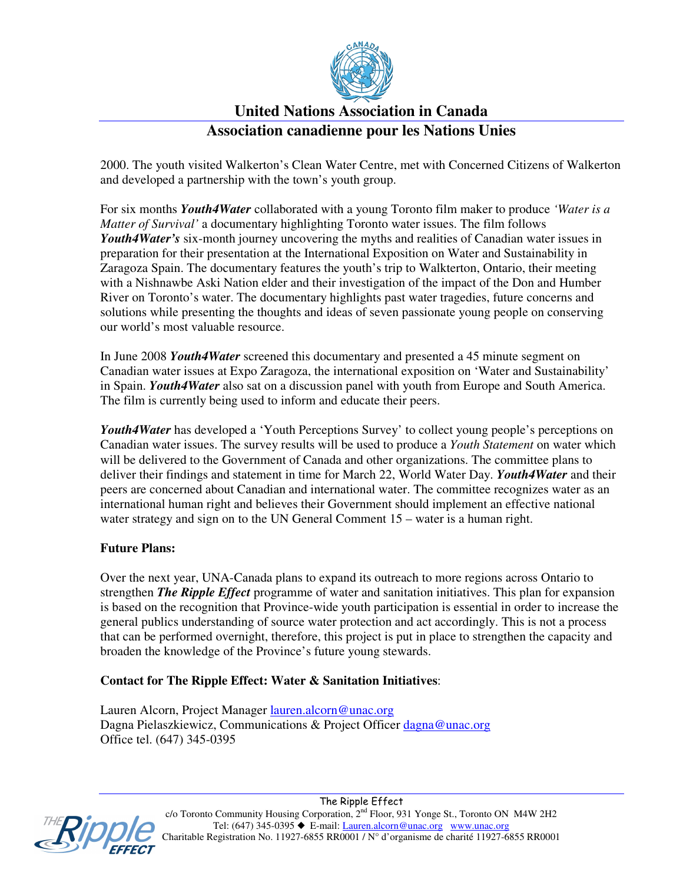2000. The youth visited Walkerton's Clean Water Centre, met with Concerned Citizens of Walkerton and developed a partnership with the town's youth group.

For six months ***Youth4Water*** collaborated with a young Toronto film maker to produce *'Water is a Matter of Survival'* a documentary highlighting Toronto water issues. The film follows ***Youth4Water's*** six-month journey uncovering the myths and realities of Canadian water issues in preparation for their presentation at the International Exposition on Water and Sustainability in Zaragoza Spain. The documentary features the youth's trip to Walkerton, Ontario, their meeting with a Nishnawbe Aski Nation elder and their investigation of the impact of the Don and Humber River on Toronto's water. The documentary highlights past water tragedies, future concerns and solutions while presenting the thoughts and ideas of seven passionate young people on conserving our world's most valuable resource.

In June 2008 ***Youth4Water*** screened this documentary and presented a 45 minute segment on Canadian water issues at Expo Zaragoza, the international exposition on 'Water and Sustainability' in Spain. ***Youth4Water*** also sat on a discussion panel with youth from Europe and South America. The film is currently being used to inform and educate their peers.

***Youth4Water*** has developed a 'Youth Perceptions Survey' to collect young people's perceptions on Canadian water issues. The survey results will be used to produce a *Youth Statement* on water which will be delivered to the Government of Canada and other organizations. The committee plans to deliver their findings and statement in time for March 22, World Water Day. ***Youth4Water*** and their peers are concerned about Canadian and international water. The committee recognizes water as an international human right and believes their Government should implement an effective national water strategy and sign on to the UN General Comment 15 – water is a human right.

**Future Plans:**

Over the next year, UNA-Canada plans to expand its outreach to more regions across Ontario to strengthen ***The Ripple Effect*** programme of water and sanitation initiatives. This plan for expansion is based on the recognition that Province-wide youth participation is essential in order to increase the general publics understanding of source water protection and act accordingly. This is not a process that can be performed overnight, therefore, this project is put in place to strengthen the capacity and broaden the knowledge of the Province's future young stewards.

**Contact for The Ripple Effect: Water & Sanitation Initiatives**:

Lauren Alcorn, Project Manager lauren.alcorn@unac.org
Dagna Pielaszkiewicz, Communications & Project Officer dagna@unac.org
Office tel. (647) 345-0395